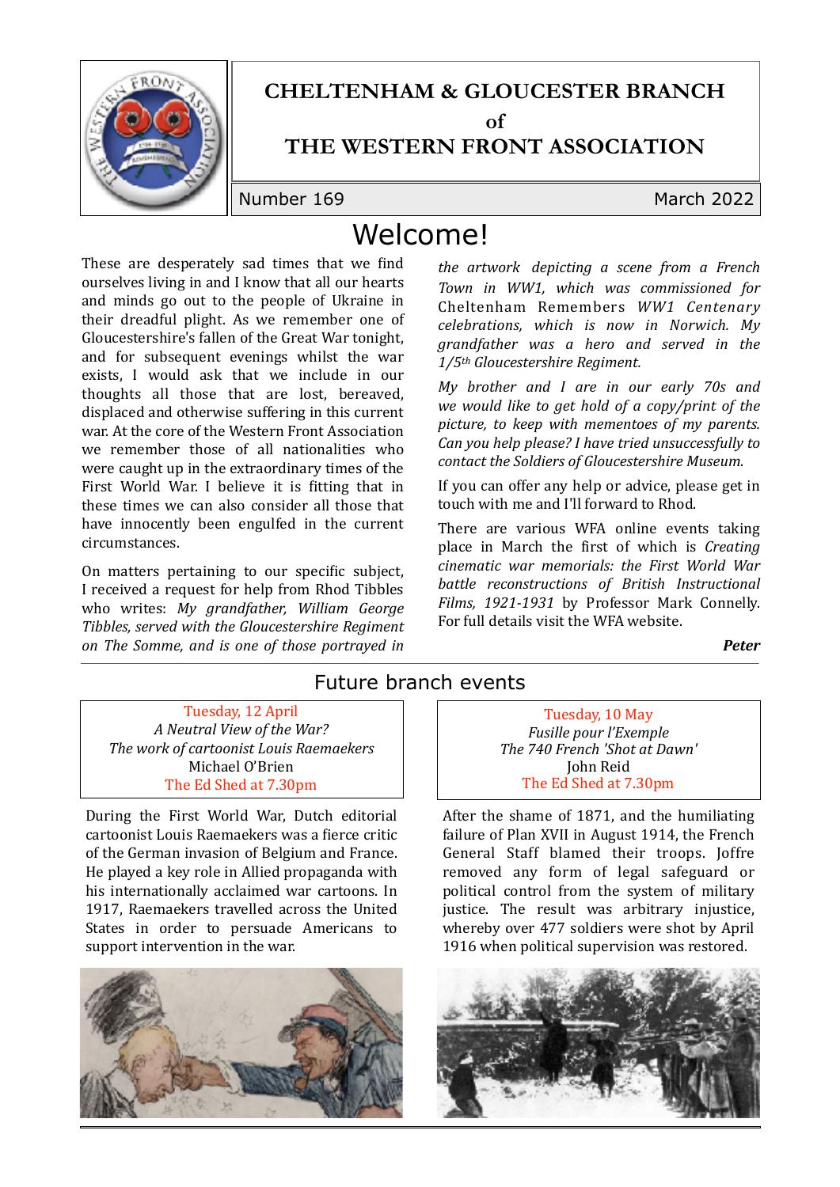# CHELTENHAM & GLOUCESTER BRANCH
# of
# THE WESTERN FRONT ASSOCIATION

Number 169 March 2022

## Welcome!

These are desperately sad times that we find ourselves living in and I know that all our hearts and minds go out to the people of Ukraine in their dreadful plight. As we remember one of Gloucestershire's fallen of the Great War tonight, and for subsequent evenings whilst the war exists, I would ask that we include in our thoughts all those that are lost, bereaved, displaced and otherwise suffering in this current war. At the core of the Western Front Association we remember those of all nationalities who were caught up in the extraordinary times of the First World War. I believe it is fitting that in these times we can also consider all those that have innocently been engulfed in the current circumstances.

On matters pertaining to our specific subject, I received a request for help from Rhod Tibbles who writes: *My grandfather, William George Tibbles, served with the Gloucestershire Regiment on The Somme, and is one of those portrayed in the artwork depicting a scene from a French Town in WW1, which was commissioned for* Cheltenham Remembers *WW1 Centenary celebrations, which is now in Norwich. My grandfather was a hero and served in the 1/5th Gloucestershire Regiment.*

*My brother and I are in our early 70s and we would like to get hold of a copy/print of the picture, to keep with mementoes of my parents. Can you help please? I have tried unsuccessfully to contact the Soldiers of Gloucestershire Museum.*

If you can offer any help or advice, please get in touch with me and I'll forward to Rhod.

There are various WFA online events taking place in March the first of which is *Creating cinematic war memorials: the First World War battle reconstructions of British Instructional Films, 1921-1931* by Professor Mark Connelly. For full details visit the WFA website.

***Peter***

## Future branch events

Tuesday, 12 April
*A Neutral View of the War?*
*The work of cartoonist Louis Raemaekers*
Michael O'Brien
The Ed Shed at 7.30pm

During the First World War, Dutch editorial cartoonist Louis Raemaekers was a fierce critic of the German invasion of Belgium and France. He played a key role in Allied propaganda with his internationally acclaimed war cartoons. In 1917, Raemaekers travelled across the United States in order to persuade Americans to support intervention in the war.

Tuesday, 10 May
*Fusille pour l'Exemple*
*The 740 French 'Shot at Dawn'*
John Reid
The Ed Shed at 7.30pm

After the shame of 1871, and the humiliating failure of Plan XVII in August 1914, the French General Staff blamed their troops. Joffre removed any form of legal safeguard or political control from the system of military justice. The result was arbitrary injustice, whereby over 477 soldiers were shot by April 1916 when political supervision was restored.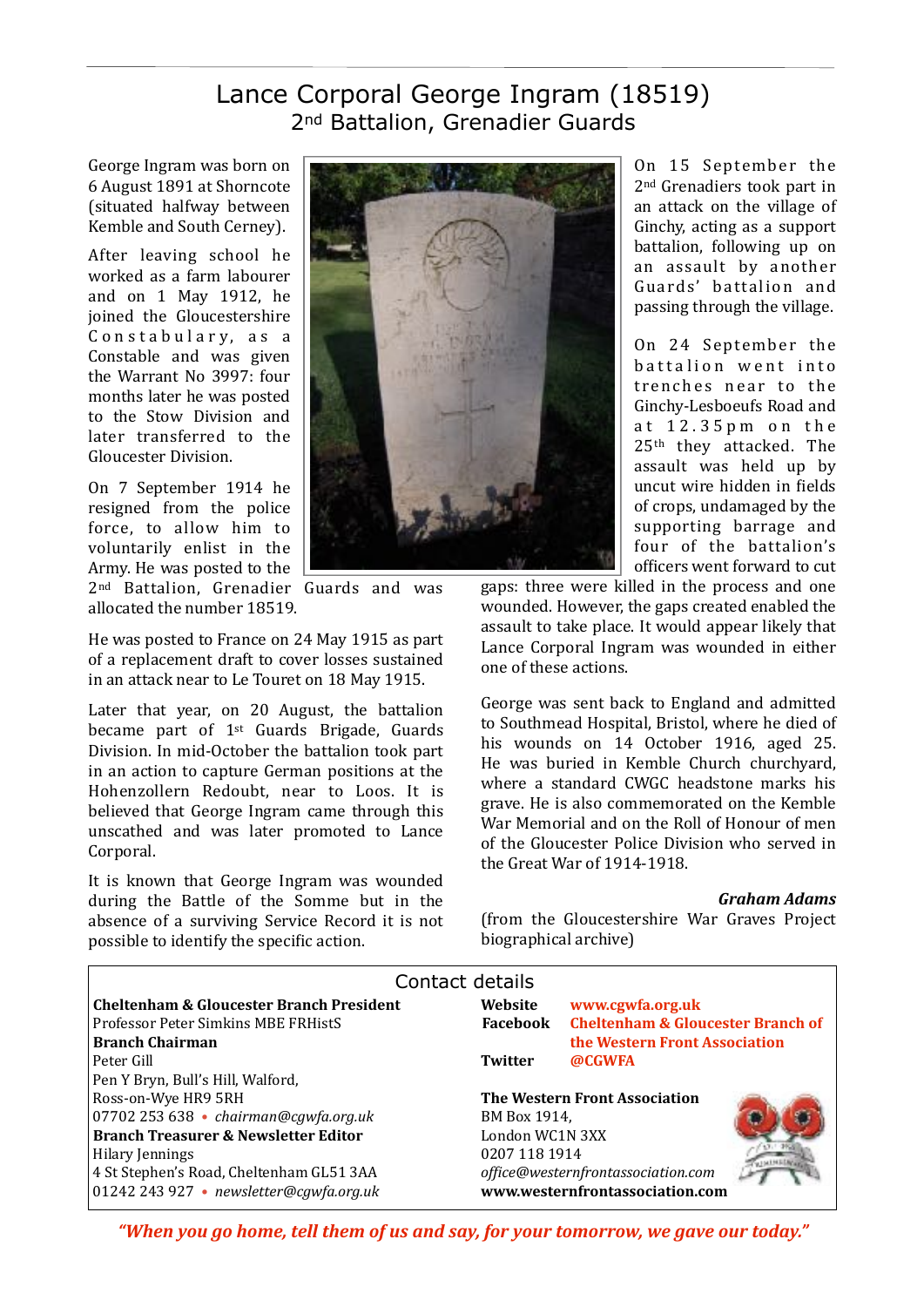# Lance Corporal George Ingram (18519)

## 2nd Battalion, Grenadier Guards

George Ingram was born on 6 August 1891 at Shorncote (situated halfway between Kemble and South Cerney).

After leaving school he worked as a farm labourer and on 1 May 1912, he joined the Gloucestershire Constabulary, as a Constable and was given the Warrant No 3997: four months later he was posted to the Stow Division and later transferred to the Gloucester Division.

On 7 September 1914 he resigned from the police force, to allow him to voluntarily enlist in the Army. He was posted to the 2nd Battalion, Grenadier Guards and was allocated the number 18519.

He was posted to France on 24 May 1915 as part of a replacement draft to cover losses sustained in an attack near to Le Touret on 18 May 1915.

Later that year, on 20 August, the battalion became part of 1st Guards Brigade, Guards Division. In mid-October the battalion took part in an action to capture German positions at the Hohenzollern Redoubt, near to Loos. It is believed that George Ingram came through this unscathed and was later promoted to Lance Corporal.

It is known that George Ingram was wounded during the Battle of the Somme but in the absence of a surviving Service Record it is not possible to identify the specific action.

On 15 September the 2nd Grenadiers took part in an attack on the village of Ginchy, acting as a support battalion, following up on an assault by another Guards' battalion and passing through the village.

On 24 September the battalion went into trenches near to the Ginchy-Lesboeufs Road and at 12.35pm on the 25th they attacked. The assault was held up by uncut wire hidden in fields of crops, undamaged by the supporting barrage and four of the battalion's officers went forward to cut gaps: three were killed in the process and one wounded. However, the gaps created enabled the assault to take place. It would appear likely that Lance Corporal Ingram was wounded in either one of these actions.

George was sent back to England and admitted to Southmead Hospital, Bristol, where he died of his wounds on 14 October 1916, aged 25. He was buried in Kemble Church churchyard, where a standard CWGC headstone marks his grave. He is also commemorated on the Kemble War Memorial and on the Roll of Honour of men of the Gloucester Police Division who served in the Great War of 1914-1918.

***Graham Adams***

(from the Gloucestershire War Graves Project biographical archive)

## Contact details

**Cheltenham & Gloucester Branch President**
Professor Peter Simkins MBE FRHistS
**Branch Chairman**
Peter Gill
Pen Y Bryn, Bull's Hill, Walford,
Ross-on-Wye HR9 5RH
07702 253 638 • *chairman@cgwfa.org.uk*
**Branch Treasurer & Newsletter Editor**
Hilary Jennings
4 St Stephen's Road, Cheltenham GL51 3AA
01242 243 927 • *newsletter@cgwfa.org.uk*

**Website** www.cgwfa.org.uk
**Facebook** Cheltenham & Gloucester Branch of the Western Front Association
**Twitter** @CGWFA

**The Western Front Association**
BM Box 1914,
London WC1N 3XX
0207 118 1914
*office@westernfrontassociation.com*
**www.westernfrontassociation.com**

***"When you go home, tell them of us and say, for your tomorrow, we gave our today."***